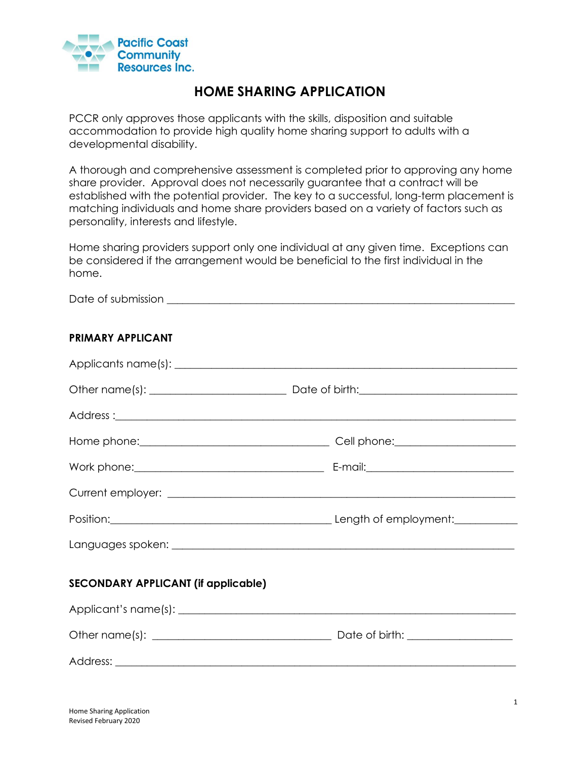Pacific Coast Community Resources Inc.

# HOME SHARING APPLICATION

PCCR only approves those applicants with the skills, disposition and suitable accommodation to provide high quality home sharing support to adults with a developmental disability.

A thorough and comprehensive assessment is completed prior to approving any home share provider. Approval does not necessarily guarantee that a contract will be established with the potential provider. The key to a successful, long-term placement is matching individuals and home share providers based on a variety of factors such as personality, interests and lifestyle.

Home sharing providers support only one individual at any given time. Exceptions can be considered if the arrangement would be beneficial to the first individual in the home.

Date of submission ___________________________________________________________

## PRIMARY APPLICANT

Applicants name(s): ___________________________________________________________

Other name(s): ________________________ Date of birth:___________________________

Address :_____________________________________________________________________

Home phone:__________________________________ Cell phone:____________________

Work phone:__________________________________ E-mail:________________________

Current employer: _____________________________________________________________

Position:_______________________________________ Length of employment:__________

Languages spoken: ____________________________________________________________

## SECONDARY APPLICANT (if applicable)

Applicant's name(s): ___________________________________________________________

Other name(s): ________________________________ Date of birth: _________________

Address: _____________________________________________________________________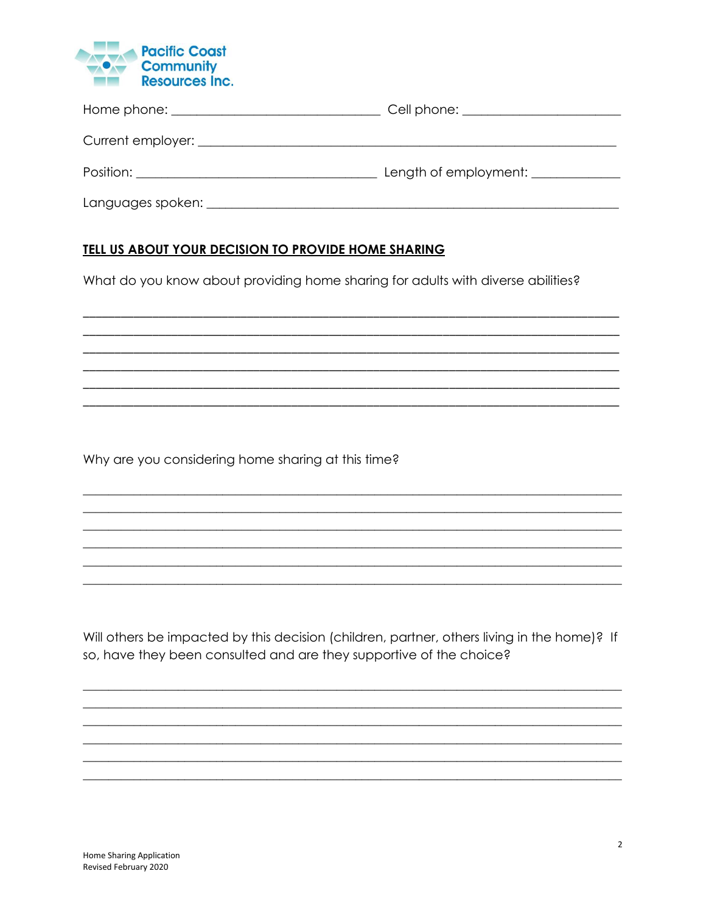Home phone: ______________________________ Cell phone: ______________________

Current employer: ____________________________________________________________

Position: ____________________________________ Length of employment: ____________

Languages spoken: ___________________________________________________________

## TELL US ABOUT YOUR DECISION TO PROVIDE HOME SHARING

What do you know about providing home sharing for adults with diverse abilities?

_______________________________________________________________________________
_______________________________________________________________________________
_______________________________________________________________________________
_______________________________________________________________________________
_______________________________________________________________________________
_______________________________________________________________________________

Why are you considering home sharing at this time?

_______________________________________________________________________________
_______________________________________________________________________________
_______________________________________________________________________________
_______________________________________________________________________________
_______________________________________________________________________________
_______________________________________________________________________________

Will others be impacted by this decision (children, partner, others living in the home)? If so, have they been consulted and are they supportive of the choice?

_______________________________________________________________________________
_______________________________________________________________________________
_______________________________________________________________________________
_______________________________________________________________________________
_______________________________________________________________________________
_______________________________________________________________________________

Home Sharing Application
Revised February 2020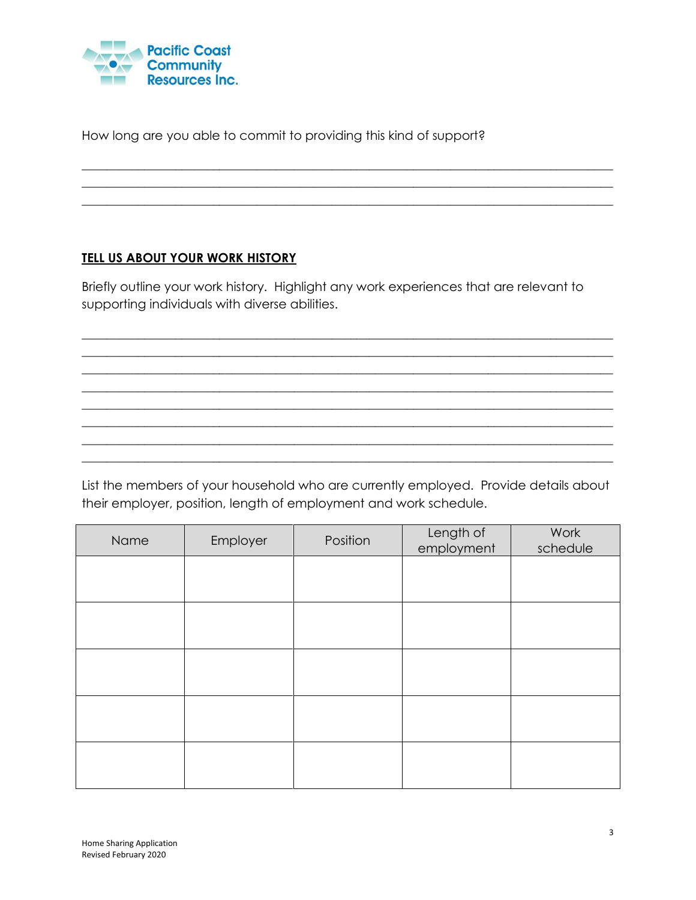How long are you able to commit to providing this kind of support?

___________________________________________________________________________
___________________________________________________________________________
___________________________________________________________________________

## TELL US ABOUT YOUR WORK HISTORY

Briefly outline your work history. Highlight any work experiences that are relevant to supporting individuals with diverse abilities.

___________________________________________________________________________
___________________________________________________________________________
___________________________________________________________________________
___________________________________________________________________________
___________________________________________________________________________
___________________________________________________________________________
___________________________________________________________________________
___________________________________________________________________________

List the members of your household who are currently employed. Provide details about their employer, position, length of employment and work schedule.

| Name | Employer | Position | Length of employment | Work schedule |
|---|---|---|---|---|
| | | | | |
| | | | | |
| | | | | |
| | | | | |
| | | | | |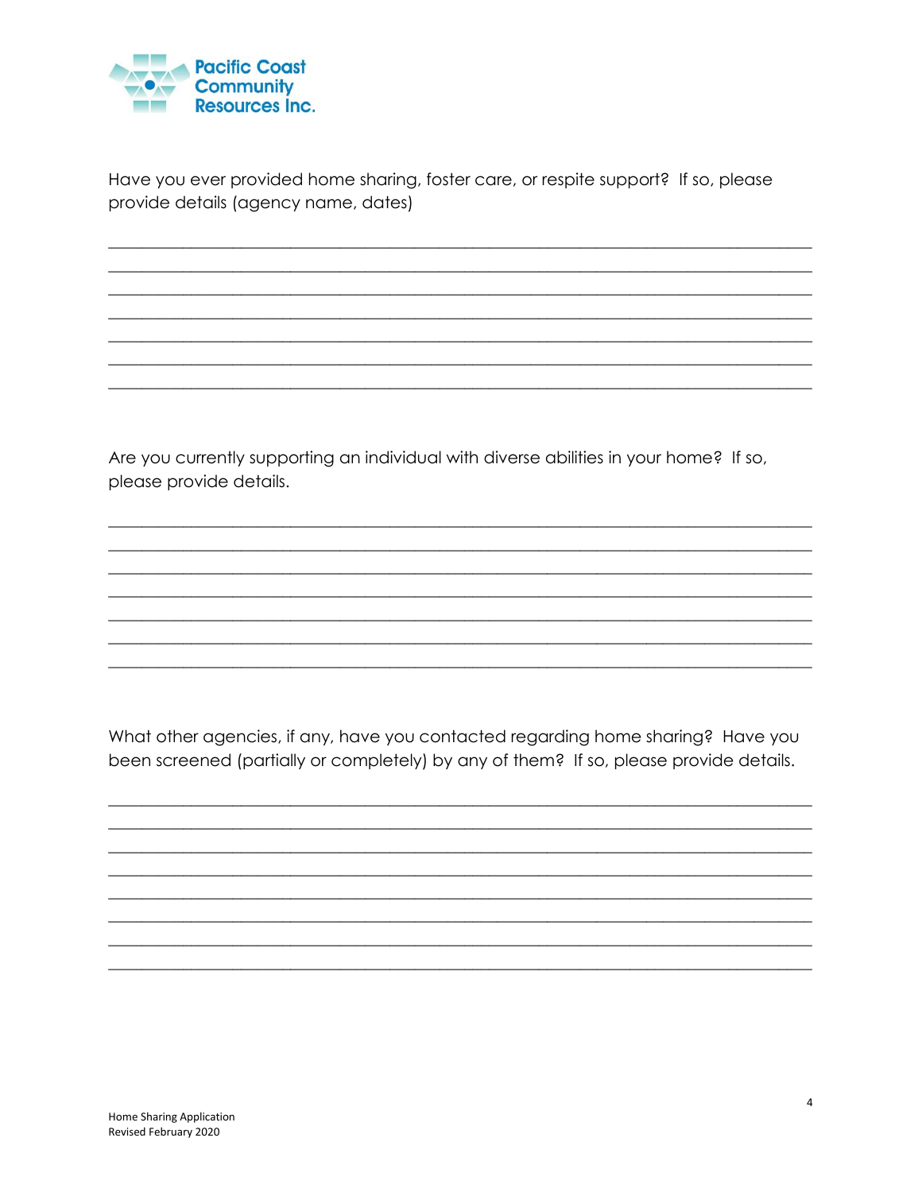Have you ever provided home sharing, foster care, or respite support? If so, please provide details (agency name, dates)

\_\_\_\_\_\_\_\_\_\_\_\_\_\_\_\_\_\_\_\_\_\_\_\_\_\_\_\_\_\_\_\_\_\_\_\_\_\_\_\_\_\_\_\_\_\_\_\_\_\_\_\_\_\_\_\_\_\_\_\_\_\_\_\_\_\_\_\_\_\_\_\_\_\_\_\_\_\_

\_\_\_\_\_\_\_\_\_\_\_\_\_\_\_\_\_\_\_\_\_\_\_\_\_\_\_\_\_\_\_\_\_\_\_\_\_\_\_\_\_\_\_\_\_\_\_\_\_\_\_\_\_\_\_\_\_\_\_\_\_\_\_\_\_\_\_\_\_\_\_\_\_\_\_\_\_\_

\_\_\_\_\_\_\_\_\_\_\_\_\_\_\_\_\_\_\_\_\_\_\_\_\_\_\_\_\_\_\_\_\_\_\_\_\_\_\_\_\_\_\_\_\_\_\_\_\_\_\_\_\_\_\_\_\_\_\_\_\_\_\_\_\_\_\_\_\_\_\_\_\_\_\_\_\_\_

\_\_\_\_\_\_\_\_\_\_\_\_\_\_\_\_\_\_\_\_\_\_\_\_\_\_\_\_\_\_\_\_\_\_\_\_\_\_\_\_\_\_\_\_\_\_\_\_\_\_\_\_\_\_\_\_\_\_\_\_\_\_\_\_\_\_\_\_\_\_\_\_\_\_\_\_\_\_

\_\_\_\_\_\_\_\_\_\_\_\_\_\_\_\_\_\_\_\_\_\_\_\_\_\_\_\_\_\_\_\_\_\_\_\_\_\_\_\_\_\_\_\_\_\_\_\_\_\_\_\_\_\_\_\_\_\_\_\_\_\_\_\_\_\_\_\_\_\_\_\_\_\_\_\_\_\_

\_\_\_\_\_\_\_\_\_\_\_\_\_\_\_\_\_\_\_\_\_\_\_\_\_\_\_\_\_\_\_\_\_\_\_\_\_\_\_\_\_\_\_\_\_\_\_\_\_\_\_\_\_\_\_\_\_\_\_\_\_\_\_\_\_\_\_\_\_\_\_\_\_\_\_\_\_\_

\_\_\_\_\_\_\_\_\_\_\_\_\_\_\_\_\_\_\_\_\_\_\_\_\_\_\_\_\_\_\_\_\_\_\_\_\_\_\_\_\_\_\_\_\_\_\_\_\_\_\_\_\_\_\_\_\_\_\_\_\_\_\_\_\_\_\_\_\_\_\_\_\_\_\_\_\_\_

Are you currently supporting an individual with diverse abilities in your home? If so, please provide details.

\_\_\_\_\_\_\_\_\_\_\_\_\_\_\_\_\_\_\_\_\_\_\_\_\_\_\_\_\_\_\_\_\_\_\_\_\_\_\_\_\_\_\_\_\_\_\_\_\_\_\_\_\_\_\_\_\_\_\_\_\_\_\_\_\_\_\_\_\_\_\_\_\_\_\_\_\_\_

\_\_\_\_\_\_\_\_\_\_\_\_\_\_\_\_\_\_\_\_\_\_\_\_\_\_\_\_\_\_\_\_\_\_\_\_\_\_\_\_\_\_\_\_\_\_\_\_\_\_\_\_\_\_\_\_\_\_\_\_\_\_\_\_\_\_\_\_\_\_\_\_\_\_\_\_\_\_

\_\_\_\_\_\_\_\_\_\_\_\_\_\_\_\_\_\_\_\_\_\_\_\_\_\_\_\_\_\_\_\_\_\_\_\_\_\_\_\_\_\_\_\_\_\_\_\_\_\_\_\_\_\_\_\_\_\_\_\_\_\_\_\_\_\_\_\_\_\_\_\_\_\_\_\_\_\_

\_\_\_\_\_\_\_\_\_\_\_\_\_\_\_\_\_\_\_\_\_\_\_\_\_\_\_\_\_\_\_\_\_\_\_\_\_\_\_\_\_\_\_\_\_\_\_\_\_\_\_\_\_\_\_\_\_\_\_\_\_\_\_\_\_\_\_\_\_\_\_\_\_\_\_\_\_\_

\_\_\_\_\_\_\_\_\_\_\_\_\_\_\_\_\_\_\_\_\_\_\_\_\_\_\_\_\_\_\_\_\_\_\_\_\_\_\_\_\_\_\_\_\_\_\_\_\_\_\_\_\_\_\_\_\_\_\_\_\_\_\_\_\_\_\_\_\_\_\_\_\_\_\_\_\_\_

\_\_\_\_\_\_\_\_\_\_\_\_\_\_\_\_\_\_\_\_\_\_\_\_\_\_\_\_\_\_\_\_\_\_\_\_\_\_\_\_\_\_\_\_\_\_\_\_\_\_\_\_\_\_\_\_\_\_\_\_\_\_\_\_\_\_\_\_\_\_\_\_\_\_\_\_\_\_

\_\_\_\_\_\_\_\_\_\_\_\_\_\_\_\_\_\_\_\_\_\_\_\_\_\_\_\_\_\_\_\_\_\_\_\_\_\_\_\_\_\_\_\_\_\_\_\_\_\_\_\_\_\_\_\_\_\_\_\_\_\_\_\_\_\_\_\_\_\_\_\_\_\_\_\_\_\_

What other agencies, if any, have you contacted regarding home sharing? Have you been screened (partially or completely) by any of them? If so, please provide details.

\_\_\_\_\_\_\_\_\_\_\_\_\_\_\_\_\_\_\_\_\_\_\_\_\_\_\_\_\_\_\_\_\_\_\_\_\_\_\_\_\_\_\_\_\_\_\_\_\_\_\_\_\_\_\_\_\_\_\_\_\_\_\_\_\_\_\_\_\_\_\_\_\_\_\_\_\_\_

\_\_\_\_\_\_\_\_\_\_\_\_\_\_\_\_\_\_\_\_\_\_\_\_\_\_\_\_\_\_\_\_\_\_\_\_\_\_\_\_\_\_\_\_\_\_\_\_\_\_\_\_\_\_\_\_\_\_\_\_\_\_\_\_\_\_\_\_\_\_\_\_\_\_\_\_\_\_

\_\_\_\_\_\_\_\_\_\_\_\_\_\_\_\_\_\_\_\_\_\_\_\_\_\_\_\_\_\_\_\_\_\_\_\_\_\_\_\_\_\_\_\_\_\_\_\_\_\_\_\_\_\_\_\_\_\_\_\_\_\_\_\_\_\_\_\_\_\_\_\_\_\_\_\_\_\_

\_\_\_\_\_\_\_\_\_\_\_\_\_\_\_\_\_\_\_\_\_\_\_\_\_\_\_\_\_\_\_\_\_\_\_\_\_\_\_\_\_\_\_\_\_\_\_\_\_\_\_\_\_\_\_\_\_\_\_\_\_\_\_\_\_\_\_\_\_\_\_\_\_\_\_\_\_\_

\_\_\_\_\_\_\_\_\_\_\_\_\_\_\_\_\_\_\_\_\_\_\_\_\_\_\_\_\_\_\_\_\_\_\_\_\_\_\_\_\_\_\_\_\_\_\_\_\_\_\_\_\_\_\_\_\_\_\_\_\_\_\_\_\_\_\_\_\_\_\_\_\_\_\_\_\_\_

\_\_\_\_\_\_\_\_\_\_\_\_\_\_\_\_\_\_\_\_\_\_\_\_\_\_\_\_\_\_\_\_\_\_\_\_\_\_\_\_\_\_\_\_\_\_\_\_\_\_\_\_\_\_\_\_\_\_\_\_\_\_\_\_\_\_\_\_\_\_\_\_\_\_\_\_\_\_

\_\_\_\_\_\_\_\_\_\_\_\_\_\_\_\_\_\_\_\_\_\_\_\_\_\_\_\_\_\_\_\_\_\_\_\_\_\_\_\_\_\_\_\_\_\_\_\_\_\_\_\_\_\_\_\_\_\_\_\_\_\_\_\_\_\_\_\_\_\_\_\_\_\_\_\_\_\_

\_\_\_\_\_\_\_\_\_\_\_\_\_\_\_\_\_\_\_\_\_\_\_\_\_\_\_\_\_\_\_\_\_\_\_\_\_\_\_\_\_\_\_\_\_\_\_\_\_\_\_\_\_\_\_\_\_\_\_\_\_\_\_\_\_\_\_\_\_\_\_\_\_\_\_\_\_\_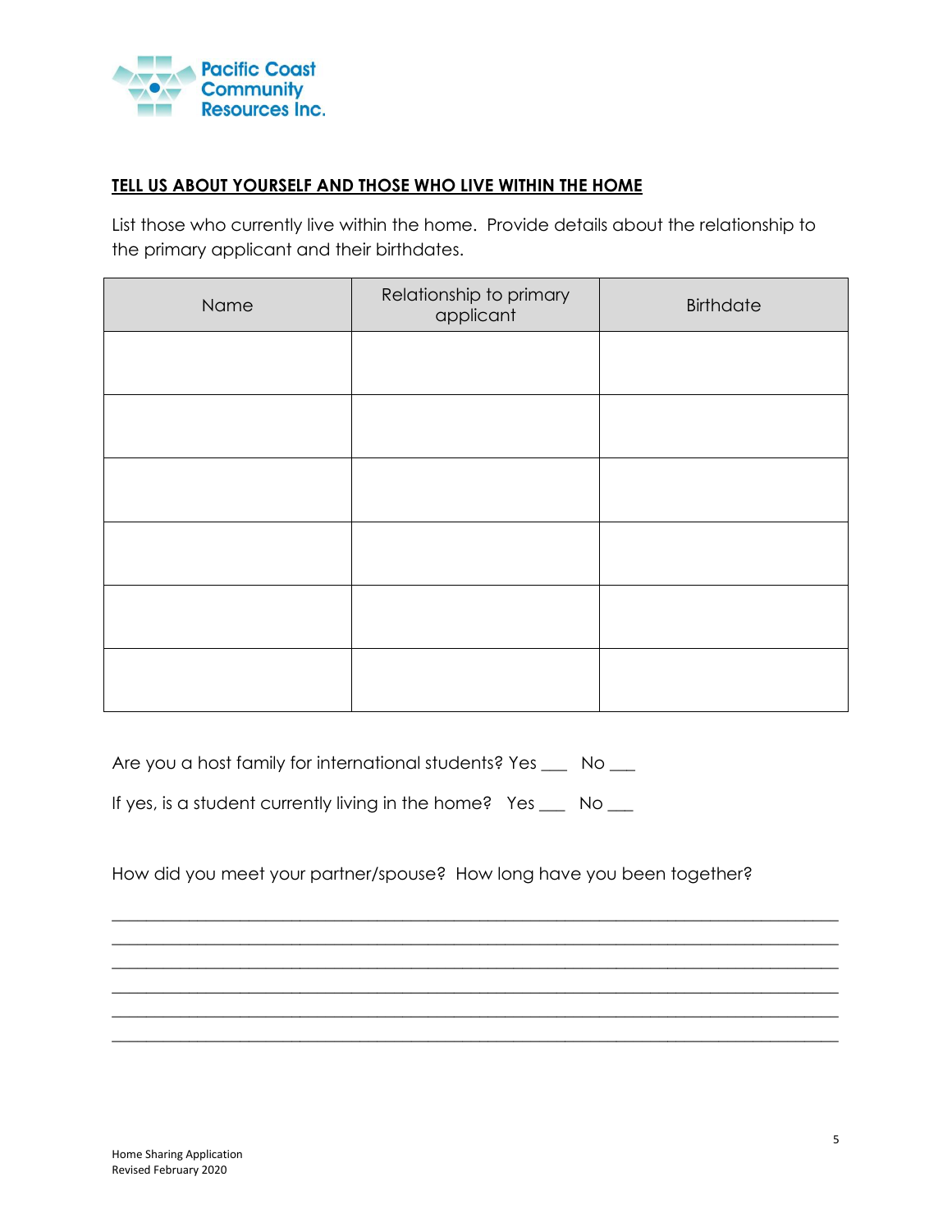Pacific Coast Community Resources Inc.

**TELL US ABOUT YOURSELF AND THOSE WHO LIVE WITHIN THE HOME**

List those who currently live within the home. Provide details about the relationship to the primary applicant and their birthdates.

| Name | Relationship to primary applicant | Birthdate |
|---|---|---|
| | | |
| | | |
| | | |
| | | |
| | | |
| | | |

Are you a host family for international students? Yes ___ No ___

If yes, is a student currently living in the home? Yes ___ No ___

How did you meet your partner/spouse? How long have you been together?

______________________________________________________________________________

______________________________________________________________________________

______________________________________________________________________________

______________________________________________________________________________

______________________________________________________________________________

______________________________________________________________________________

Home Sharing Application
Revised February 2020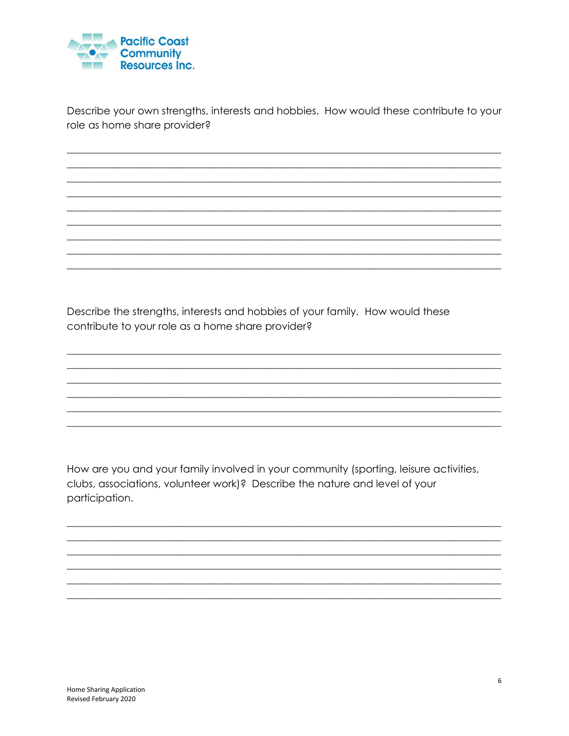Pacific Coast Community Resources Inc.

Describe your own strengths, interests and hobbies. How would these contribute to your role as home share provider?

_______________________________________________________________________________
_______________________________________________________________________________
_______________________________________________________________________________
_______________________________________________________________________________
_______________________________________________________________________________
_______________________________________________________________________________
_______________________________________________________________________________
_______________________________________________________________________________
_______________________________________________________________________________

Describe the strengths, interests and hobbies of your family. How would these contribute to your role as a home share provider?

_______________________________________________________________________________
_______________________________________________________________________________
_______________________________________________________________________________
_______________________________________________________________________________
_______________________________________________________________________________
_______________________________________________________________________________

How are you and your family involved in your community (sporting, leisure activities, clubs, associations, volunteer work)? Describe the nature and level of your participation.

_______________________________________________________________________________
_______________________________________________________________________________
_______________________________________________________________________________
_______________________________________________________________________________
_______________________________________________________________________________
_______________________________________________________________________________

Home Sharing Application
Revised February 2020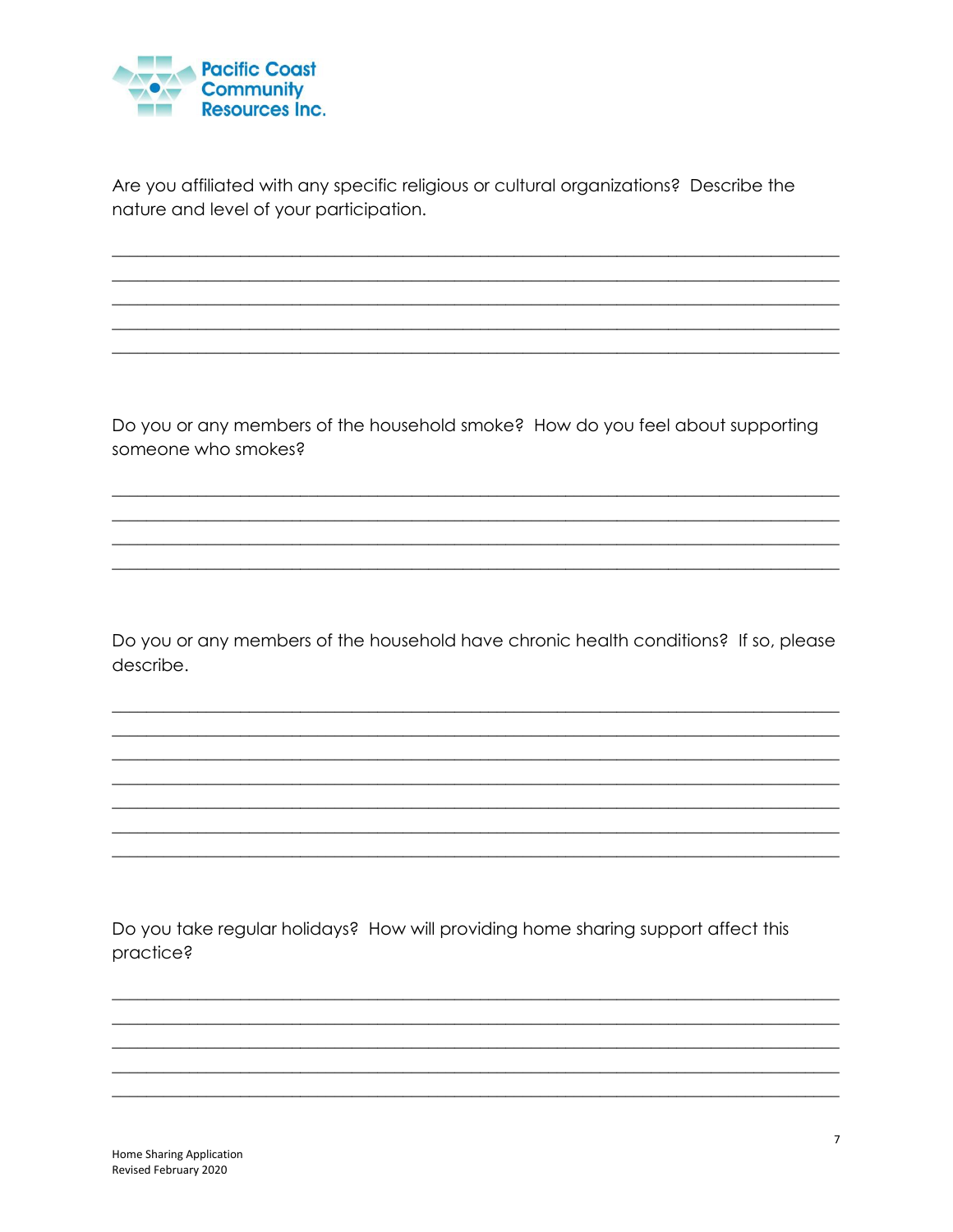Are you affiliated with any specific religious or cultural organizations? Describe the nature and level of your participation.

_______________________________________________________________________________
_______________________________________________________________________________
_______________________________________________________________________________
_______________________________________________________________________________
_______________________________________________________________________________

Do you or any members of the household smoke? How do you feel about supporting someone who smokes?

_______________________________________________________________________________
_______________________________________________________________________________
_______________________________________________________________________________
_______________________________________________________________________________

Do you or any members of the household have chronic health conditions? If so, please describe.

_______________________________________________________________________________
_______________________________________________________________________________
_______________________________________________________________________________
_______________________________________________________________________________
_______________________________________________________________________________
_______________________________________________________________________________
_______________________________________________________________________________

Do you take regular holidays? How will providing home sharing support affect this practice?

_______________________________________________________________________________
_______________________________________________________________________________
_______________________________________________________________________________
_______________________________________________________________________________
_______________________________________________________________________________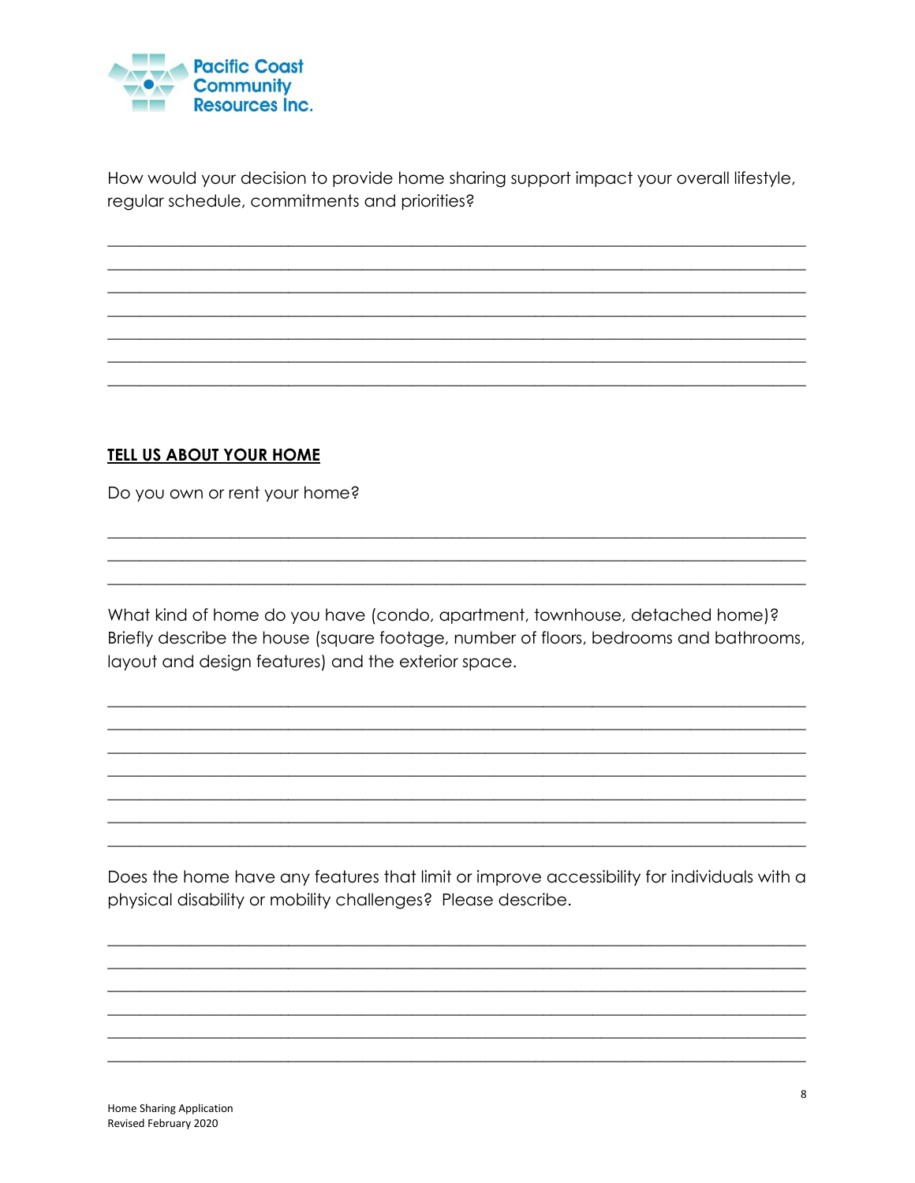How would your decision to provide home sharing support impact your overall lifestyle, regular schedule, commitments and priorities?

______________________________________________________________________________
______________________________________________________________________________
______________________________________________________________________________
______________________________________________________________________________
______________________________________________________________________________
______________________________________________________________________________
______________________________________________________________________________

**TELL US ABOUT YOUR HOME**

Do you own or rent your home?

______________________________________________________________________________
______________________________________________________________________________
______________________________________________________________________________

What kind of home do you have (condo, apartment, townhouse, detached home)? Briefly describe the house (square footage, number of floors, bedrooms and bathrooms, layout and design features) and the exterior space.

______________________________________________________________________________
______________________________________________________________________________
______________________________________________________________________________
______________________________________________________________________________
______________________________________________________________________________
______________________________________________________________________________
______________________________________________________________________________

Does the home have any features that limit or improve accessibility for individuals with a physical disability or mobility challenges? Please describe.

______________________________________________________________________________
______________________________________________________________________________
______________________________________________________________________________
______________________________________________________________________________
______________________________________________________________________________
______________________________________________________________________________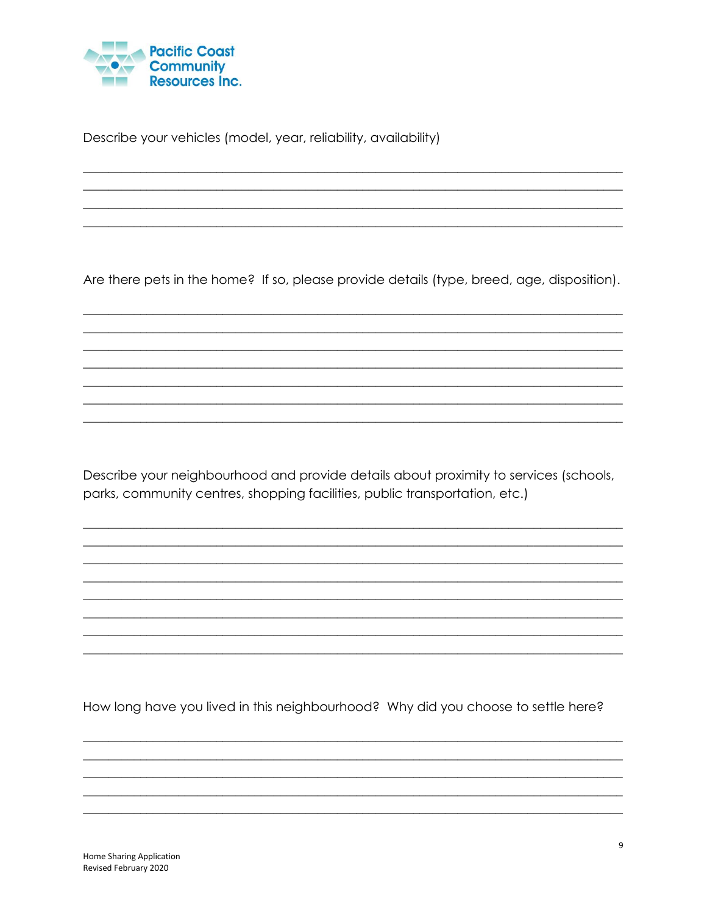Describe your vehicles (model, year, reliability, availability)

\_\_\_\_\_\_\_\_\_\_\_\_\_\_\_\_\_\_\_\_\_\_\_\_\_\_\_\_\_\_\_\_\_\_\_\_\_\_\_\_\_\_\_\_\_\_\_\_\_\_\_\_\_\_\_\_\_\_\_\_\_\_\_\_\_\_\_\_\_\_\_\_\_\_\_\_\_\_

\_\_\_\_\_\_\_\_\_\_\_\_\_\_\_\_\_\_\_\_\_\_\_\_\_\_\_\_\_\_\_\_\_\_\_\_\_\_\_\_\_\_\_\_\_\_\_\_\_\_\_\_\_\_\_\_\_\_\_\_\_\_\_\_\_\_\_\_\_\_\_\_\_\_\_\_\_\_

\_\_\_\_\_\_\_\_\_\_\_\_\_\_\_\_\_\_\_\_\_\_\_\_\_\_\_\_\_\_\_\_\_\_\_\_\_\_\_\_\_\_\_\_\_\_\_\_\_\_\_\_\_\_\_\_\_\_\_\_\_\_\_\_\_\_\_\_\_\_\_\_\_\_\_\_\_\_

\_\_\_\_\_\_\_\_\_\_\_\_\_\_\_\_\_\_\_\_\_\_\_\_\_\_\_\_\_\_\_\_\_\_\_\_\_\_\_\_\_\_\_\_\_\_\_\_\_\_\_\_\_\_\_\_\_\_\_\_\_\_\_\_\_\_\_\_\_\_\_\_\_\_\_\_\_\_

Are there pets in the home? If so, please provide details (type, breed, age, disposition).

\_\_\_\_\_\_\_\_\_\_\_\_\_\_\_\_\_\_\_\_\_\_\_\_\_\_\_\_\_\_\_\_\_\_\_\_\_\_\_\_\_\_\_\_\_\_\_\_\_\_\_\_\_\_\_\_\_\_\_\_\_\_\_\_\_\_\_\_\_\_\_\_\_\_\_\_\_\_

\_\_\_\_\_\_\_\_\_\_\_\_\_\_\_\_\_\_\_\_\_\_\_\_\_\_\_\_\_\_\_\_\_\_\_\_\_\_\_\_\_\_\_\_\_\_\_\_\_\_\_\_\_\_\_\_\_\_\_\_\_\_\_\_\_\_\_\_\_\_\_\_\_\_\_\_\_\_

\_\_\_\_\_\_\_\_\_\_\_\_\_\_\_\_\_\_\_\_\_\_\_\_\_\_\_\_\_\_\_\_\_\_\_\_\_\_\_\_\_\_\_\_\_\_\_\_\_\_\_\_\_\_\_\_\_\_\_\_\_\_\_\_\_\_\_\_\_\_\_\_\_\_\_\_\_\_

\_\_\_\_\_\_\_\_\_\_\_\_\_\_\_\_\_\_\_\_\_\_\_\_\_\_\_\_\_\_\_\_\_\_\_\_\_\_\_\_\_\_\_\_\_\_\_\_\_\_\_\_\_\_\_\_\_\_\_\_\_\_\_\_\_\_\_\_\_\_\_\_\_\_\_\_\_\_

\_\_\_\_\_\_\_\_\_\_\_\_\_\_\_\_\_\_\_\_\_\_\_\_\_\_\_\_\_\_\_\_\_\_\_\_\_\_\_\_\_\_\_\_\_\_\_\_\_\_\_\_\_\_\_\_\_\_\_\_\_\_\_\_\_\_\_\_\_\_\_\_\_\_\_\_\_\_

\_\_\_\_\_\_\_\_\_\_\_\_\_\_\_\_\_\_\_\_\_\_\_\_\_\_\_\_\_\_\_\_\_\_\_\_\_\_\_\_\_\_\_\_\_\_\_\_\_\_\_\_\_\_\_\_\_\_\_\_\_\_\_\_\_\_\_\_\_\_\_\_\_\_\_\_\_\_

\_\_\_\_\_\_\_\_\_\_\_\_\_\_\_\_\_\_\_\_\_\_\_\_\_\_\_\_\_\_\_\_\_\_\_\_\_\_\_\_\_\_\_\_\_\_\_\_\_\_\_\_\_\_\_\_\_\_\_\_\_\_\_\_\_\_\_\_\_\_\_\_\_\_\_\_\_\_

Describe your neighbourhood and provide details about proximity to services (schools, parks, community centres, shopping facilities, public transportation, etc.)

\_\_\_\_\_\_\_\_\_\_\_\_\_\_\_\_\_\_\_\_\_\_\_\_\_\_\_\_\_\_\_\_\_\_\_\_\_\_\_\_\_\_\_\_\_\_\_\_\_\_\_\_\_\_\_\_\_\_\_\_\_\_\_\_\_\_\_\_\_\_\_\_\_\_\_\_\_\_

\_\_\_\_\_\_\_\_\_\_\_\_\_\_\_\_\_\_\_\_\_\_\_\_\_\_\_\_\_\_\_\_\_\_\_\_\_\_\_\_\_\_\_\_\_\_\_\_\_\_\_\_\_\_\_\_\_\_\_\_\_\_\_\_\_\_\_\_\_\_\_\_\_\_\_\_\_\_

\_\_\_\_\_\_\_\_\_\_\_\_\_\_\_\_\_\_\_\_\_\_\_\_\_\_\_\_\_\_\_\_\_\_\_\_\_\_\_\_\_\_\_\_\_\_\_\_\_\_\_\_\_\_\_\_\_\_\_\_\_\_\_\_\_\_\_\_\_\_\_\_\_\_\_\_\_\_

\_\_\_\_\_\_\_\_\_\_\_\_\_\_\_\_\_\_\_\_\_\_\_\_\_\_\_\_\_\_\_\_\_\_\_\_\_\_\_\_\_\_\_\_\_\_\_\_\_\_\_\_\_\_\_\_\_\_\_\_\_\_\_\_\_\_\_\_\_\_\_\_\_\_\_\_\_\_

\_\_\_\_\_\_\_\_\_\_\_\_\_\_\_\_\_\_\_\_\_\_\_\_\_\_\_\_\_\_\_\_\_\_\_\_\_\_\_\_\_\_\_\_\_\_\_\_\_\_\_\_\_\_\_\_\_\_\_\_\_\_\_\_\_\_\_\_\_\_\_\_\_\_\_\_\_\_

\_\_\_\_\_\_\_\_\_\_\_\_\_\_\_\_\_\_\_\_\_\_\_\_\_\_\_\_\_\_\_\_\_\_\_\_\_\_\_\_\_\_\_\_\_\_\_\_\_\_\_\_\_\_\_\_\_\_\_\_\_\_\_\_\_\_\_\_\_\_\_\_\_\_\_\_\_\_

\_\_\_\_\_\_\_\_\_\_\_\_\_\_\_\_\_\_\_\_\_\_\_\_\_\_\_\_\_\_\_\_\_\_\_\_\_\_\_\_\_\_\_\_\_\_\_\_\_\_\_\_\_\_\_\_\_\_\_\_\_\_\_\_\_\_\_\_\_\_\_\_\_\_\_\_\_\_

\_\_\_\_\_\_\_\_\_\_\_\_\_\_\_\_\_\_\_\_\_\_\_\_\_\_\_\_\_\_\_\_\_\_\_\_\_\_\_\_\_\_\_\_\_\_\_\_\_\_\_\_\_\_\_\_\_\_\_\_\_\_\_\_\_\_\_\_\_\_\_\_\_\_\_\_\_\_

How long have you lived in this neighbourhood? Why did you choose to settle here?

\_\_\_\_\_\_\_\_\_\_\_\_\_\_\_\_\_\_\_\_\_\_\_\_\_\_\_\_\_\_\_\_\_\_\_\_\_\_\_\_\_\_\_\_\_\_\_\_\_\_\_\_\_\_\_\_\_\_\_\_\_\_\_\_\_\_\_\_\_\_\_\_\_\_\_\_\_\_

\_\_\_\_\_\_\_\_\_\_\_\_\_\_\_\_\_\_\_\_\_\_\_\_\_\_\_\_\_\_\_\_\_\_\_\_\_\_\_\_\_\_\_\_\_\_\_\_\_\_\_\_\_\_\_\_\_\_\_\_\_\_\_\_\_\_\_\_\_\_\_\_\_\_\_\_\_\_

\_\_\_\_\_\_\_\_\_\_\_\_\_\_\_\_\_\_\_\_\_\_\_\_\_\_\_\_\_\_\_\_\_\_\_\_\_\_\_\_\_\_\_\_\_\_\_\_\_\_\_\_\_\_\_\_\_\_\_\_\_\_\_\_\_\_\_\_\_\_\_\_\_\_\_\_\_\_

\_\_\_\_\_\_\_\_\_\_\_\_\_\_\_\_\_\_\_\_\_\_\_\_\_\_\_\_\_\_\_\_\_\_\_\_\_\_\_\_\_\_\_\_\_\_\_\_\_\_\_\_\_\_\_\_\_\_\_\_\_\_\_\_\_\_\_\_\_\_\_\_\_\_\_\_\_\_

\_\_\_\_\_\_\_\_\_\_\_\_\_\_\_\_\_\_\_\_\_\_\_\_\_\_\_\_\_\_\_\_\_\_\_\_\_\_\_\_\_\_\_\_\_\_\_\_\_\_\_\_\_\_\_\_\_\_\_\_\_\_\_\_\_\_\_\_\_\_\_\_\_\_\_\_\_\_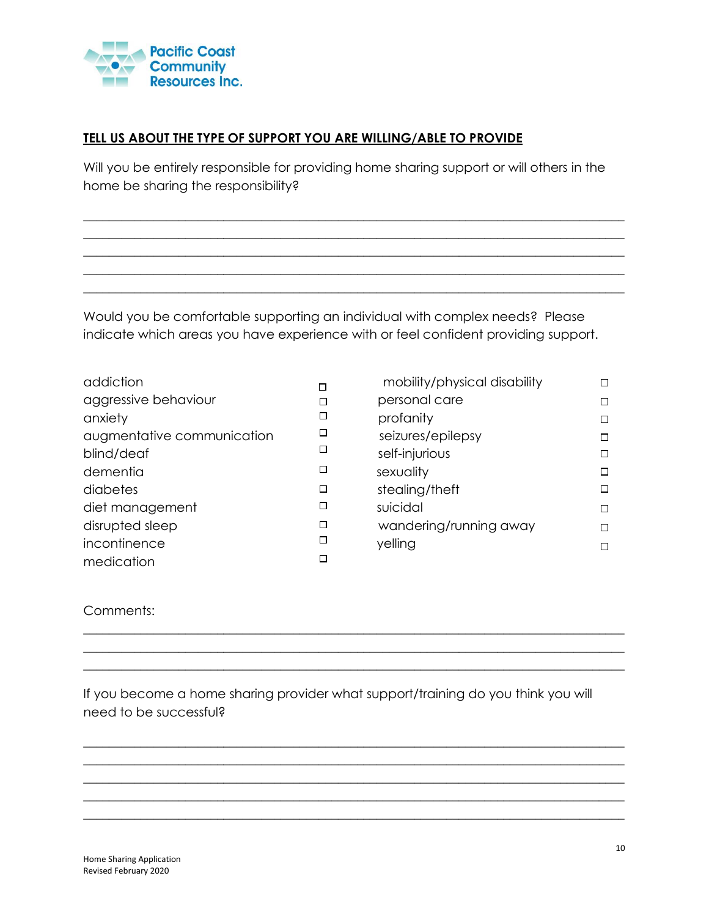Pacific Coast Community Resources Inc.

**TELL US ABOUT THE TYPE OF SUPPORT YOU ARE WILLING/ABLE TO PROVIDE**

Will you be entirely responsible for providing home sharing support or will others in the home be sharing the responsibility?

______________________________________________________________________________
______________________________________________________________________________
______________________________________________________________________________
______________________________________________________________________________
______________________________________________________________________________

Would you be comfortable supporting an individual with complex needs? Please indicate which areas you have experience with or feel confident providing support.

| | | | |
|---|---|---|---|
| addiction | ☐ | mobility/physical disability | ☐ |
| aggressive behaviour | ☐ | personal care | ☐ |
| anxiety | ☐ | profanity | ☐ |
| augmentative communication | ☐ | seizures/epilepsy | ☐ |
| blind/deaf | ☐ | self-injurious | ☐ |
| dementia | ☐ | sexuality | ☐ |
| diabetes | ☐ | stealing/theft | ☐ |
| diet management | ☐ | suicidal | ☐ |
| disrupted sleep | ☐ | wandering/running away | ☐ |
| incontinence | ☐ | yelling | ☐ |
| medication | ☐ | | |

Comments:

______________________________________________________________________________
______________________________________________________________________________
______________________________________________________________________________

If you become a home sharing provider what support/training do you think you will need to be successful?

______________________________________________________________________________
______________________________________________________________________________
______________________________________________________________________________
______________________________________________________________________________
______________________________________________________________________________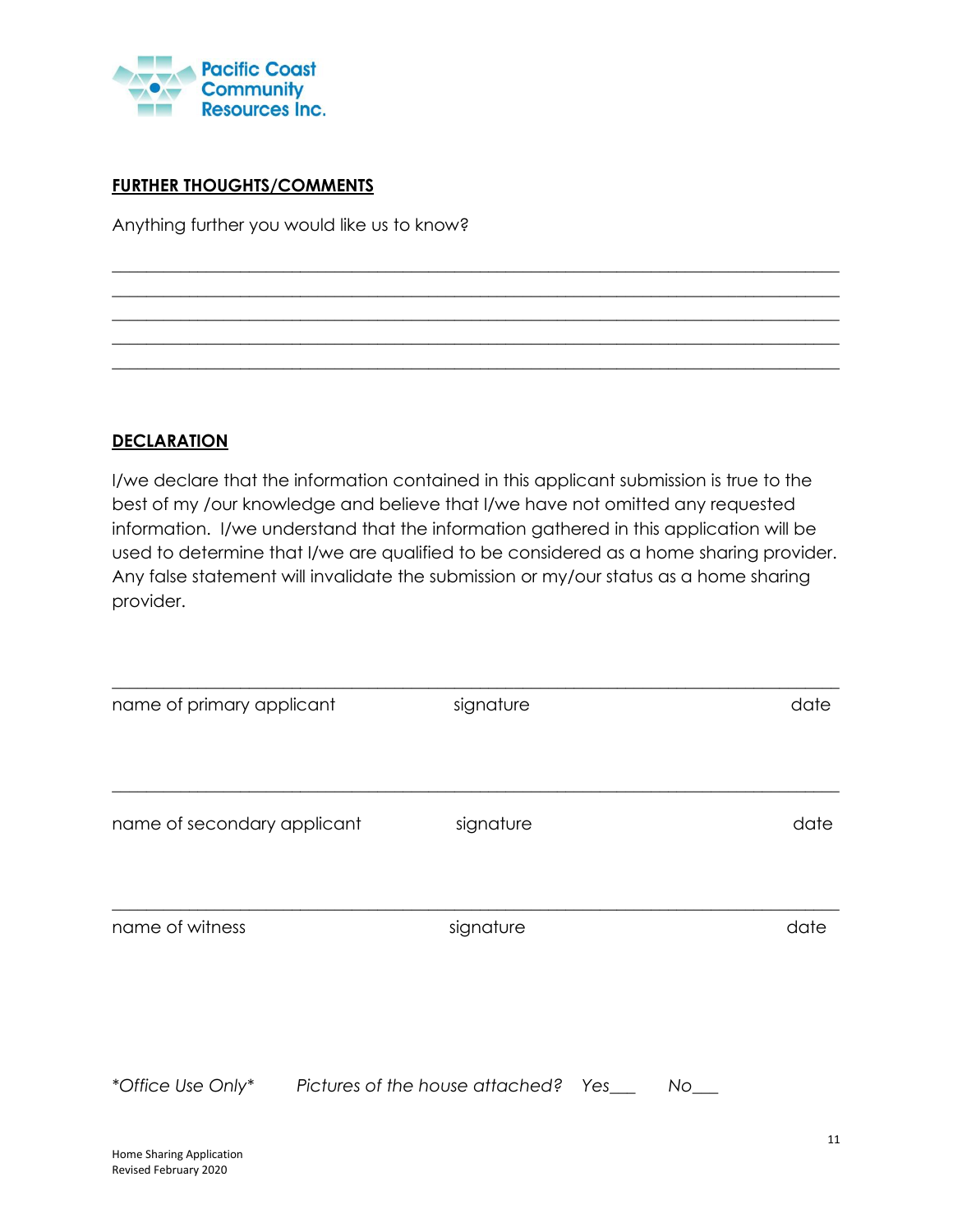Pacific Coast Community Resources Inc.

**FURTHER THOUGHTS/COMMENTS**

Anything further you would like us to know?

\_\_\_\_\_\_\_\_\_\_\_\_\_\_\_\_\_\_\_\_\_\_\_\_\_\_\_\_\_\_\_\_\_\_\_\_\_\_\_\_\_\_\_\_\_\_\_\_\_\_\_\_\_\_\_\_\_\_\_\_\_\_\_\_\_\_\_\_\_\_\_\_\_\_\_\_
\_\_\_\_\_\_\_\_\_\_\_\_\_\_\_\_\_\_\_\_\_\_\_\_\_\_\_\_\_\_\_\_\_\_\_\_\_\_\_\_\_\_\_\_\_\_\_\_\_\_\_\_\_\_\_\_\_\_\_\_\_\_\_\_\_\_\_\_\_\_\_\_\_\_\_\_
\_\_\_\_\_\_\_\_\_\_\_\_\_\_\_\_\_\_\_\_\_\_\_\_\_\_\_\_\_\_\_\_\_\_\_\_\_\_\_\_\_\_\_\_\_\_\_\_\_\_\_\_\_\_\_\_\_\_\_\_\_\_\_\_\_\_\_\_\_\_\_\_\_\_\_\_
\_\_\_\_\_\_\_\_\_\_\_\_\_\_\_\_\_\_\_\_\_\_\_\_\_\_\_\_\_\_\_\_\_\_\_\_\_\_\_\_\_\_\_\_\_\_\_\_\_\_\_\_\_\_\_\_\_\_\_\_\_\_\_\_\_\_\_\_\_\_\_\_\_\_\_\_
\_\_\_\_\_\_\_\_\_\_\_\_\_\_\_\_\_\_\_\_\_\_\_\_\_\_\_\_\_\_\_\_\_\_\_\_\_\_\_\_\_\_\_\_\_\_\_\_\_\_\_\_\_\_\_\_\_\_\_\_\_\_\_\_\_\_\_\_\_\_\_\_\_\_\_\_

**DECLARATION**

I/we declare that the information contained in this applicant submission is true to the best of my /our knowledge and believe that I/we have not omitted any requested information. I/we understand that the information gathered in this application will be used to determine that I/we are qualified to be considered as a home sharing provider. Any false statement will invalidate the submission or my/our status as a home sharing provider.

\_\_\_\_\_\_\_\_\_\_\_\_\_\_\_\_\_\_\_\_\_\_\_\_\_\_\_\_\_\_\_\_\_\_\_\_\_\_\_\_\_\_\_\_\_\_\_\_\_\_\_\_\_\_\_\_\_\_\_\_\_\_\_\_\_\_\_\_\_\_\_\_\_\_\_\_

name of primary applicant signature date

\_\_\_\_\_\_\_\_\_\_\_\_\_\_\_\_\_\_\_\_\_\_\_\_\_\_\_\_\_\_\_\_\_\_\_\_\_\_\_\_\_\_\_\_\_\_\_\_\_\_\_\_\_\_\_\_\_\_\_\_\_\_\_\_\_\_\_\_\_\_\_\_\_\_\_\_

name of secondary applicant signature date

\_\_\_\_\_\_\_\_\_\_\_\_\_\_\_\_\_\_\_\_\_\_\_\_\_\_\_\_\_\_\_\_\_\_\_\_\_\_\_\_\_\_\_\_\_\_\_\_\_\_\_\_\_\_\_\_\_\_\_\_\_\_\_\_\_\_\_\_\_\_\_\_\_\_\_\_

name of witness signature date

*\*Office Use Only\** *Pictures of the house attached? Yes\_\_\_ No\_\_\_*

Home Sharing Application
Revised February 2020